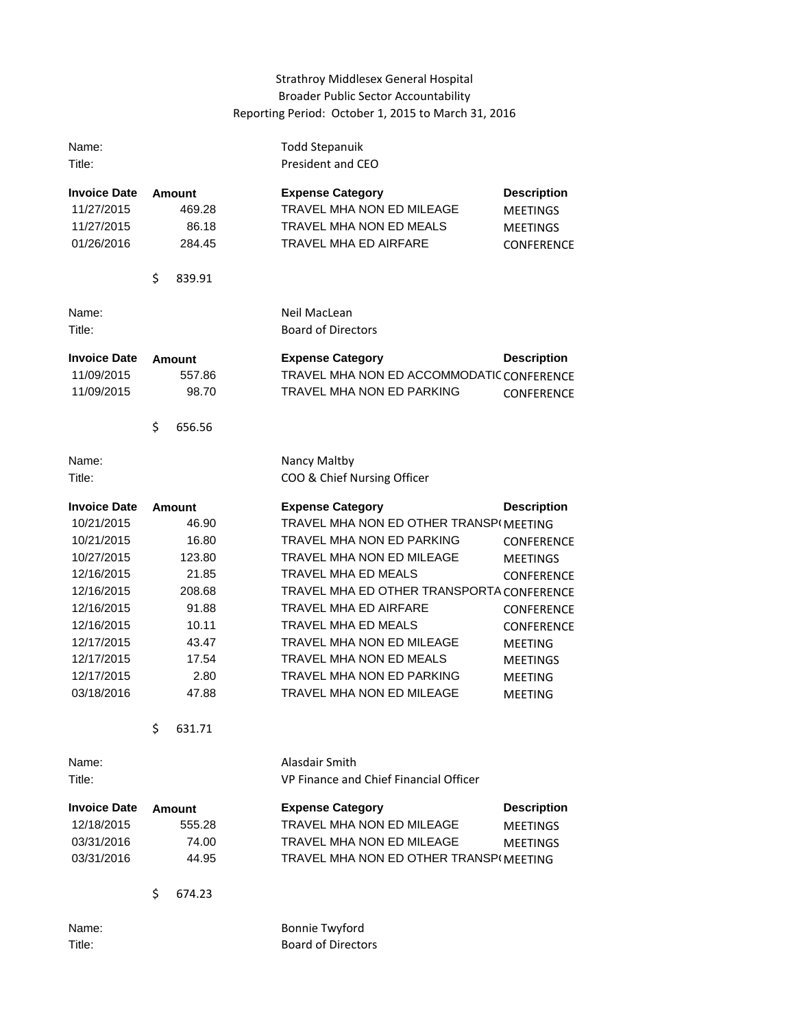Strathroy Middlesex General Hospital
Broader Public Sector Accountability
Reporting Period: October 1, 2015 to March 31, 2016

Name: Todd Stepanuik
Title: President and CEO

| Invoice Date | Amount | Expense Category | Description |
|---|---|---|---|
| 11/27/2015 | 469.28 | TRAVEL MHA NON ED MILEAGE | MEETINGS |
| 11/27/2015 | 86.18 | TRAVEL MHA NON ED MEALS | MEETINGS |
| 01/26/2016 | 284.45 | TRAVEL MHA ED AIRFARE | CONFERENCE |
| | $ 839.91 | | |

Name: Neil MacLean
Title: Board of Directors

| Invoice Date | Amount | Expense Category | Description |
|---|---|---|---|
| 11/09/2015 | 557.86 | TRAVEL MHA NON ED ACCOMMODATIC | CONFERENCE |
| 11/09/2015 | 98.70 | TRAVEL MHA NON ED PARKING | CONFERENCE |
| | $ 656.56 | | |

Name: Nancy Maltby
Title: COO & Chief Nursing Officer

| Invoice Date | Amount | Expense Category | Description |
|---|---|---|---|
| 10/21/2015 | 46.90 | TRAVEL MHA NON ED OTHER TRANSP( | MEETING |
| 10/21/2015 | 16.80 | TRAVEL MHA NON ED PARKING | CONFERENCE |
| 10/27/2015 | 123.80 | TRAVEL MHA NON ED MILEAGE | MEETINGS |
| 12/16/2015 | 21.85 | TRAVEL MHA ED MEALS | CONFERENCE |
| 12/16/2015 | 208.68 | TRAVEL MHA ED OTHER TRANSPORTA | CONFERENCE |
| 12/16/2015 | 91.88 | TRAVEL MHA ED AIRFARE | CONFERENCE |
| 12/16/2015 | 10.11 | TRAVEL MHA ED MEALS | CONFERENCE |
| 12/17/2015 | 43.47 | TRAVEL MHA NON ED MILEAGE | MEETING |
| 12/17/2015 | 17.54 | TRAVEL MHA NON ED MEALS | MEETINGS |
| 12/17/2015 | 2.80 | TRAVEL MHA NON ED PARKING | MEETING |
| 03/18/2016 | 47.88 | TRAVEL MHA NON ED MILEAGE | MEETING |
| | $ 631.71 | | |

Name: Alasdair Smith
Title: VP Finance and Chief Financial Officer

| Invoice Date | Amount | Expense Category | Description |
|---|---|---|---|
| 12/18/2015 | 555.28 | TRAVEL MHA NON ED MILEAGE | MEETINGS |
| 03/31/2016 | 74.00 | TRAVEL MHA NON ED MILEAGE | MEETINGS |
| 03/31/2016 | 44.95 | TRAVEL MHA NON ED OTHER TRANSP( | MEETING |
| | $ 674.23 | | |

Name: Bonnie Twyford
Title: Board of Directors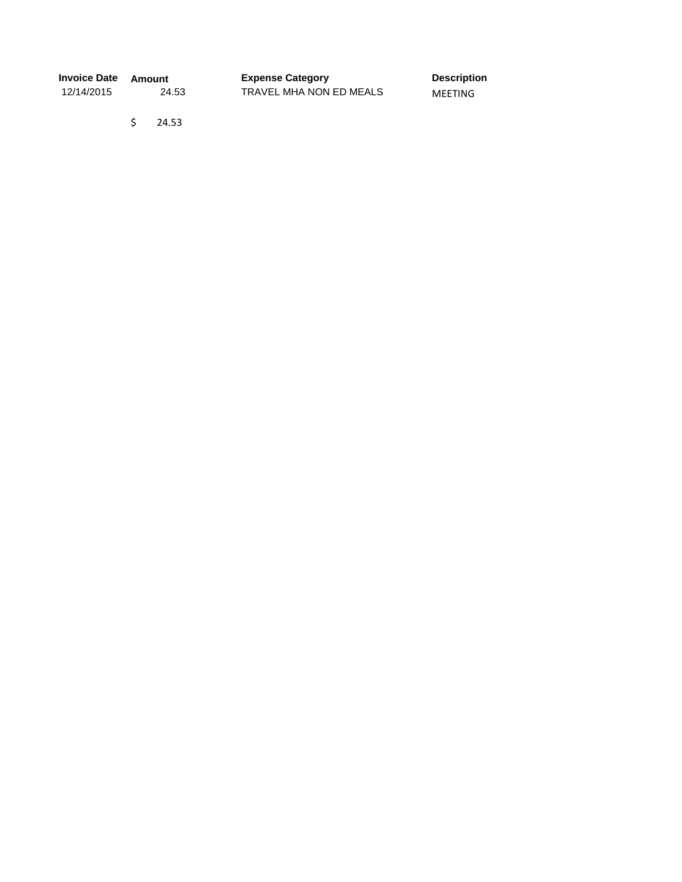| Invoice Date | Amount | Expense Category | Description |
|---|---|---|---|
| 12/14/2015 | 24.53 | TRAVEL MHA NON ED MEALS | MEETING |
| | $ 24.53 | | |